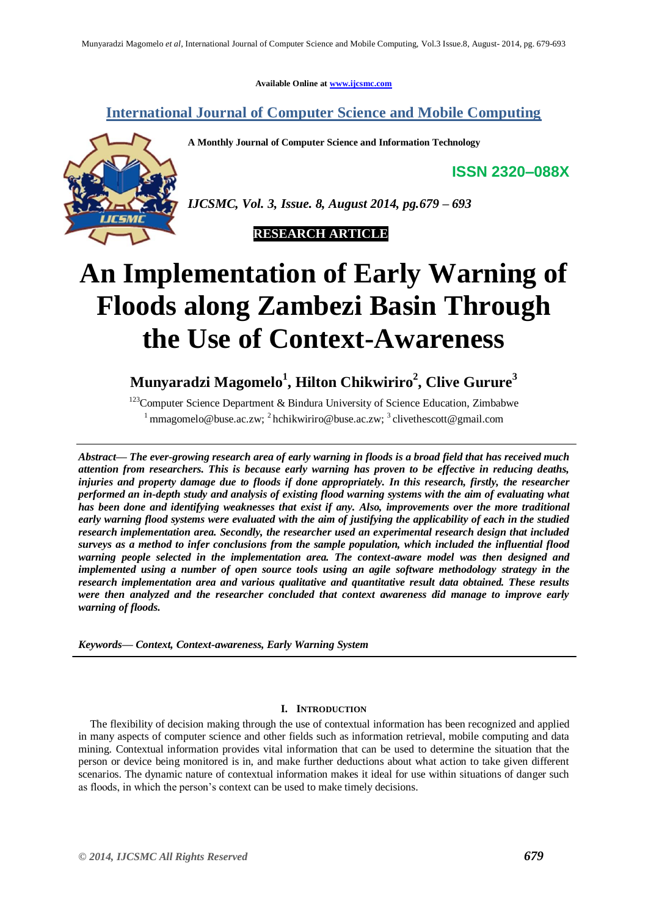Available Online at www.ijcsmc.com

**International Journal of Computer Science and Mobile Computing**

**A Monthly Journal of Computer Science and Information Technology**

**ISSN 2320–088X**

*IJCSMC, Vol. 3, Issue. 8, August 2014, pg.679 – 693*

**RESEARCH ARTICLE**

# An Implementation of Early Warning of Floods along Zambezi Basin Through the Use of Context-Awareness

**Munyaradzi Magomelo[1], Hilton Chikwiriro[2], Clive Gurure[3]**

[123]Computer Science Department & Bindura University of Science Education, Zimbabwe
[1] mmagomelo@buse.ac.zw; [2] hchikwiriro@buse.ac.zw; [3] clivethescott@gmail.com

***Abstract— The ever-growing research area of early warning in floods is a broad field that has received much attention from researchers. This is because early warning has proven to be effective in reducing deaths, injuries and property damage due to floods if done appropriately. In this research, firstly, the researcher performed an in-depth study and analysis of existing flood warning systems with the aim of evaluating what has been done and identifying weaknesses that exist if any. Also, improvements over the more traditional early warning flood systems were evaluated with the aim of justifying the applicability of each in the studied research implementation area. Secondly, the researcher used an experimental research design that included surveys as a method to infer conclusions from the sample population, which included the influential flood warning people selected in the implementation area. The context-aware model was then designed and implemented using a number of open source tools using an agile software methodology strategy in the research implementation area and various qualitative and quantitative result data obtained. These results were then analyzed and the researcher concluded that context awareness did manage to improve early warning of floods.***

***Keywords— Context, Context-awareness, Early Warning System***

## I. Introduction

The flexibility of decision making through the use of contextual information has been recognized and applied in many aspects of computer science and other fields such as information retrieval, mobile computing and data mining. Contextual information provides vital information that can be used to determine the situation that the person or device being monitored is in, and make further deductions about what action to take given different scenarios. The dynamic nature of contextual information makes it ideal for use within situations of danger such as floods, in which the person's context can be used to make timely decisions.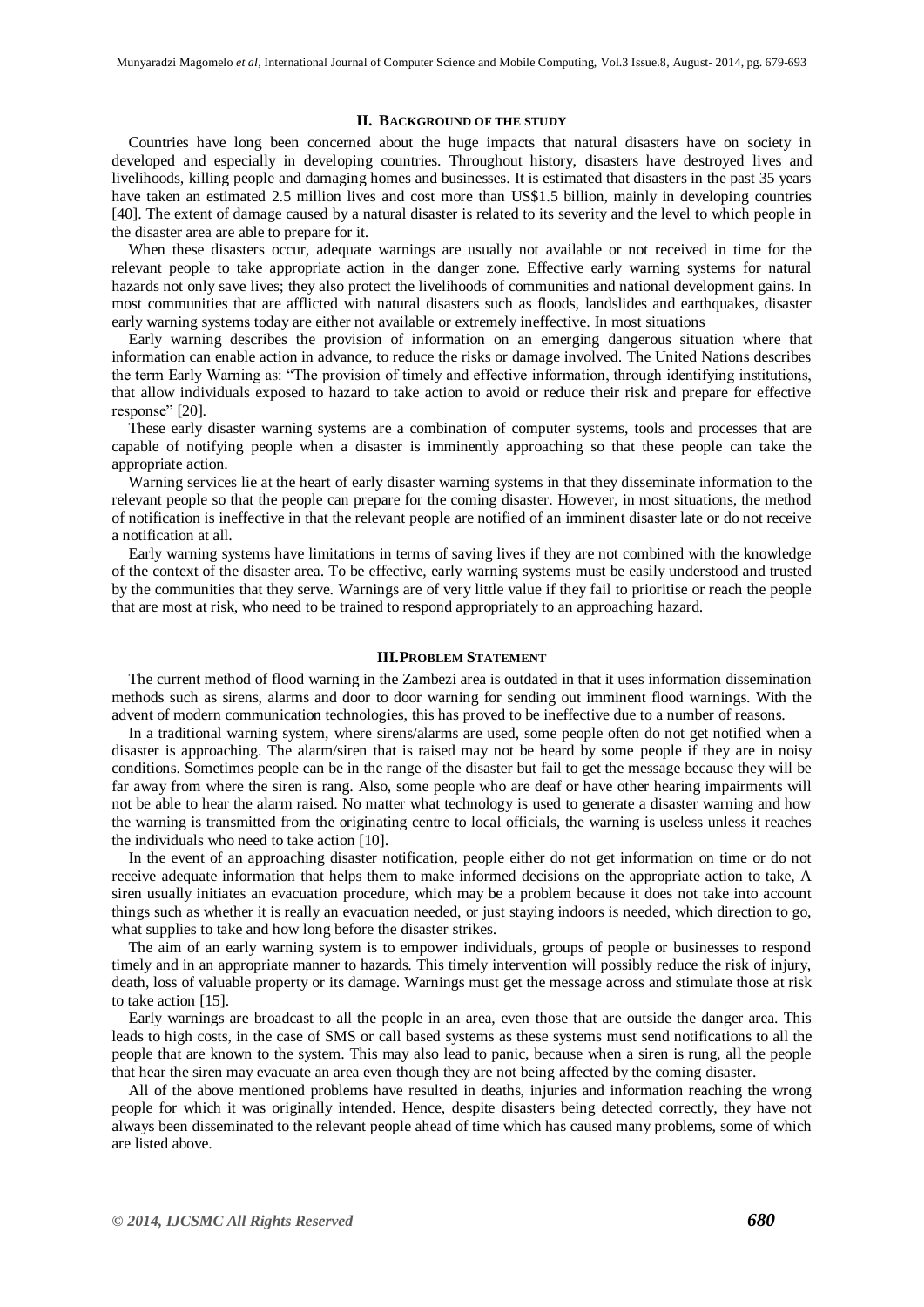## II. BACKGROUND OF THE STUDY

Countries have long been concerned about the huge impacts that natural disasters have on society in developed and especially in developing countries. Throughout history, disasters have destroyed lives and livelihoods, killing people and damaging homes and businesses. It is estimated that disasters in the past 35 years have taken an estimated 2.5 million lives and cost more than US$1.5 billion, mainly in developing countries [40]. The extent of damage caused by a natural disaster is related to its severity and the level to which people in the disaster area are able to prepare for it.

When these disasters occur, adequate warnings are usually not available or not received in time for the relevant people to take appropriate action in the danger zone. Effective early warning systems for natural hazards not only save lives; they also protect the livelihoods of communities and national development gains. In most communities that are afflicted with natural disasters such as floods, landslides and earthquakes, disaster early warning systems today are either not available or extremely ineffective. In most situations

Early warning describes the provision of information on an emerging dangerous situation where that information can enable action in advance, to reduce the risks or damage involved. The United Nations describes the term Early Warning as: "The provision of timely and effective information, through identifying institutions, that allow individuals exposed to hazard to take action to avoid or reduce their risk and prepare for effective response" [20].

These early disaster warning systems are a combination of computer systems, tools and processes that are capable of notifying people when a disaster is imminently approaching so that these people can take the appropriate action.

Warning services lie at the heart of early disaster warning systems in that they disseminate information to the relevant people so that the people can prepare for the coming disaster. However, in most situations, the method of notification is ineffective in that the relevant people are notified of an imminent disaster late or do not receive a notification at all.

Early warning systems have limitations in terms of saving lives if they are not combined with the knowledge of the context of the disaster area. To be effective, early warning systems must be easily understood and trusted by the communities that they serve. Warnings are of very little value if they fail to prioritise or reach the people that are most at risk, who need to be trained to respond appropriately to an approaching hazard.

## III. PROBLEM STATEMENT

The current method of flood warning in the Zambezi area is outdated in that it uses information dissemination methods such as sirens, alarms and door to door warning for sending out imminent flood warnings. With the advent of modern communication technologies, this has proved to be ineffective due to a number of reasons.

In a traditional warning system, where sirens/alarms are used, some people often do not get notified when a disaster is approaching. The alarm/siren that is raised may not be heard by some people if they are in noisy conditions. Sometimes people can be in the range of the disaster but fail to get the message because they will be far away from where the siren is rang. Also, some people who are deaf or have other hearing impairments will not be able to hear the alarm raised. No matter what technology is used to generate a disaster warning and how the warning is transmitted from the originating centre to local officials, the warning is useless unless it reaches the individuals who need to take action [10].

In the event of an approaching disaster notification, people either do not get information on time or do not receive adequate information that helps them to make informed decisions on the appropriate action to take, A siren usually initiates an evacuation procedure, which may be a problem because it does not take into account things such as whether it is really an evacuation needed, or just staying indoors is needed, which direction to go, what supplies to take and how long before the disaster strikes.

The aim of an early warning system is to empower individuals, groups of people or businesses to respond timely and in an appropriate manner to hazards. This timely intervention will possibly reduce the risk of injury, death, loss of valuable property or its damage. Warnings must get the message across and stimulate those at risk to take action [15].

Early warnings are broadcast to all the people in an area, even those that are outside the danger area. This leads to high costs, in the case of SMS or call based systems as these systems must send notifications to all the people that are known to the system. This may also lead to panic, because when a siren is rung, all the people that hear the siren may evacuate an area even though they are not being affected by the coming disaster.

All of the above mentioned problems have resulted in deaths, injuries and information reaching the wrong people for which it was originally intended. Hence, despite disasters being detected correctly, they have not always been disseminated to the relevant people ahead of time which has caused many problems, some of which are listed above.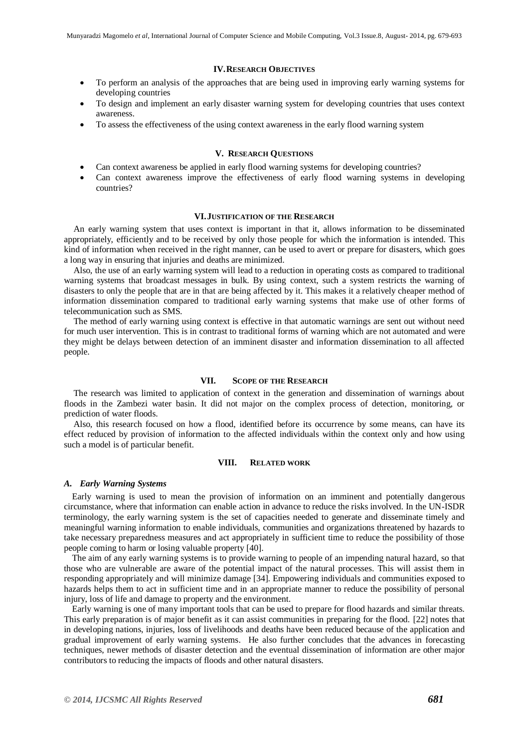## IV. Research Objectives

- To perform an analysis of the approaches that are being used in improving early warning systems for developing countries
- To design and implement an early disaster warning system for developing countries that uses context awareness.
- To assess the effectiveness of the using context awareness in the early flood warning system

## V. Research Questions

- Can context awareness be applied in early flood warning systems for developing countries?
- Can context awareness improve the effectiveness of early flood warning systems in developing countries?

## VI. Justification of the Research

An early warning system that uses context is important in that it, allows information to be disseminated appropriately, efficiently and to be received by only those people for which the information is intended. This kind of information when received in the right manner, can be used to avert or prepare for disasters, which goes a long way in ensuring that injuries and deaths are minimized.

Also, the use of an early warning system will lead to a reduction in operating costs as compared to traditional warning systems that broadcast messages in bulk. By using context, such a system restricts the warning of disasters to only the people that are in that are being affected by it. This makes it a relatively cheaper method of information dissemination compared to traditional early warning systems that make use of other forms of telecommunication such as SMS.

The method of early warning using context is effective in that automatic warnings are sent out without need for much user intervention. This is in contrast to traditional forms of warning which are not automated and were they might be delays between detection of an imminent disaster and information dissemination to all affected people.

## VII. Scope of the Research

The research was limited to application of context in the generation and dissemination of warnings about floods in the Zambezi water basin. It did not major on the complex process of detection, monitoring, or prediction of water floods.

Also, this research focused on how a flood, identified before its occurrence by some means, can have its effect reduced by provision of information to the affected individuals within the context only and how using such a model is of particular benefit.

## VIII. Related work

### *A. Early Warning Systems*

Early warning is used to mean the provision of information on an imminent and potentially dangerous circumstance, where that information can enable action in advance to reduce the risks involved. In the UN-ISDR terminology, the early warning system is the set of capacities needed to generate and disseminate timely and meaningful warning information to enable individuals, communities and organizations threatened by hazards to take necessary preparedness measures and act appropriately in sufficient time to reduce the possibility of those people coming to harm or losing valuable property [40].

The aim of any early warning systems is to provide warning to people of an impending natural hazard, so that those who are vulnerable are aware of the potential impact of the natural processes. This will assist them in responding appropriately and will minimize damage [34]. Empowering individuals and communities exposed to hazards helps them to act in sufficient time and in an appropriate manner to reduce the possibility of personal injury, loss of life and damage to property and the environment.

Early warning is one of many important tools that can be used to prepare for flood hazards and similar threats. This early preparation is of major benefit as it can assist communities in preparing for the flood. [22] notes that in developing nations, injuries, loss of livelihoods and deaths have been reduced because of the application and gradual improvement of early warning systems. He also further concludes that the advances in forecasting techniques, newer methods of disaster detection and the eventual dissemination of information are other major contributors to reducing the impacts of floods and other natural disasters.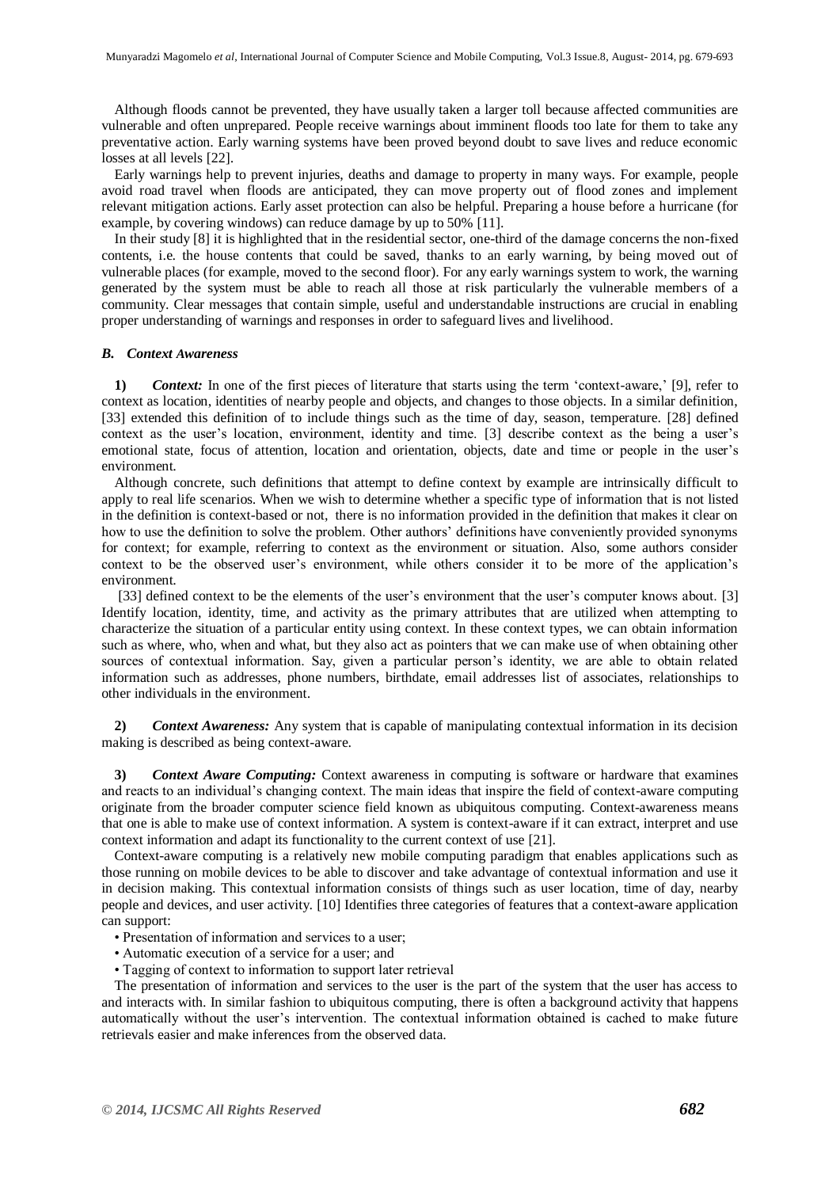Although floods cannot be prevented, they have usually taken a larger toll because affected communities are vulnerable and often unprepared. People receive warnings about imminent floods too late for them to take any preventative action. Early warning systems have been proved beyond doubt to save lives and reduce economic losses at all levels [22].

Early warnings help to prevent injuries, deaths and damage to property in many ways. For example, people avoid road travel when floods are anticipated, they can move property out of flood zones and implement relevant mitigation actions. Early asset protection can also be helpful. Preparing a house before a hurricane (for example, by covering windows) can reduce damage by up to 50% [11].

In their study [8] it is highlighted that in the residential sector, one-third of the damage concerns the non-fixed contents, i.e. the house contents that could be saved, thanks to an early warning, by being moved out of vulnerable places (for example, moved to the second floor). For any early warnings system to work, the warning generated by the system must be able to reach all those at risk particularly the vulnerable members of a community. Clear messages that contain simple, useful and understandable instructions are crucial in enabling proper understanding of warnings and responses in order to safeguard lives and livelihood.

### *B. Context Awareness*

**1)** ***Context:*** In one of the first pieces of literature that starts using the term 'context-aware,' [9], refer to context as location, identities of nearby people and objects, and changes to those objects. In a similar definition, [33] extended this definition of to include things such as the time of day, season, temperature. [28] defined context as the user's location, environment, identity and time. [3] describe context as the being a user's emotional state, focus of attention, location and orientation, objects, date and time or people in the user's environment.

Although concrete, such definitions that attempt to define context by example are intrinsically difficult to apply to real life scenarios. When we wish to determine whether a specific type of information that is not listed in the definition is context-based or not, there is no information provided in the definition that makes it clear on how to use the definition to solve the problem. Other authors' definitions have conveniently provided synonyms for context; for example, referring to context as the environment or situation. Also, some authors consider context to be the observed user's environment, while others consider it to be more of the application's environment.

[33] defined context to be the elements of the user's environment that the user's computer knows about. [3] Identify location, identity, time, and activity as the primary attributes that are utilized when attempting to characterize the situation of a particular entity using context. In these context types, we can obtain information such as where, who, when and what, but they also act as pointers that we can make use of when obtaining other sources of contextual information. Say, given a particular person's identity, we are able to obtain related information such as addresses, phone numbers, birthdate, email addresses list of associates, relationships to other individuals in the environment.

**2)** ***Context Awareness:*** Any system that is capable of manipulating contextual information in its decision making is described as being context-aware.

**3)** ***Context Aware Computing:*** Context awareness in computing is software or hardware that examines and reacts to an individual's changing context. The main ideas that inspire the field of context-aware computing originate from the broader computer science field known as ubiquitous computing. Context-awareness means that one is able to make use of context information. A system is context-aware if it can extract, interpret and use context information and adapt its functionality to the current context of use [21].

Context-aware computing is a relatively new mobile computing paradigm that enables applications such as those running on mobile devices to be able to discover and take advantage of contextual information and use it in decision making. This contextual information consists of things such as user location, time of day, nearby people and devices, and user activity. [10] Identifies three categories of features that a context-aware application can support:

- Presentation of information and services to a user;
- Automatic execution of a service for a user; and
- Tagging of context to information to support later retrieval

The presentation of information and services to the user is the part of the system that the user has access to and interacts with. In similar fashion to ubiquitous computing, there is often a background activity that happens automatically without the user's intervention. The contextual information obtained is cached to make future retrievals easier and make inferences from the observed data.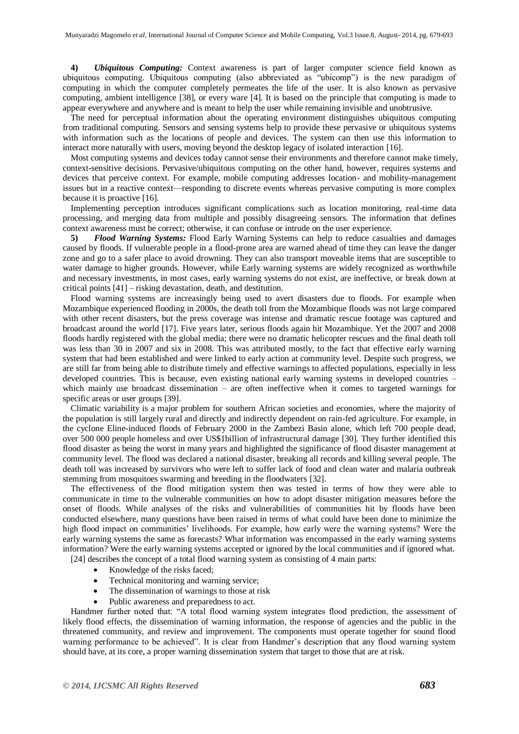**4)** ***Ubiquitous Computing:*** Context awareness is part of larger computer science field known as ubiquitous computing. Ubiquitous computing (also abbreviated as "ubicomp") is the new paradigm of computing in which the computer completely permeates the life of the user. It is also known as pervasive computing, ambient intelligence [38], or every ware [4]. It is based on the principle that computing is made to appear everywhere and anywhere and is meant to help the user while remaining invisible and unobtrusive.

The need for perceptual information about the operating environment distinguishes ubiquitous computing from traditional computing. Sensors and sensing systems help to provide these pervasive or ubiquitous systems with information such as the locations of people and devices. The system can then use this information to interact more naturally with users, moving beyond the desktop legacy of isolated interaction [16].

Most computing systems and devices today cannot sense their environments and therefore cannot make timely, context-sensitive decisions. Pervasive/ubiquitous computing on the other hand, however, requires systems and devices that perceive context. For example, mobile computing addresses location- and mobility-management issues but in a reactive context—responding to discrete events whereas pervasive computing is more complex because it is proactive [16].

Implementing perception introduces significant complications such as location monitoring, real-time data processing, and merging data from multiple and possibly disagreeing sensors. The information that defines context awareness must be correct; otherwise, it can confuse or intrude on the user experience.

**5)** ***Flood Warning Systems:*** Flood Early Warning Systems can help to reduce casualties and damages caused by floods. If vulnerable people in a flood-prone area are warned ahead of time they can leave the danger zone and go to a safer place to avoid drowning. They can also transport moveable items that are susceptible to water damage to higher grounds. However, while Early warning systems are widely recognized as worthwhile and necessary investments, in most cases, early warning systems do not exist, are ineffective, or break down at critical points [41] – risking devastation, death, and destitution.

Flood warning systems are increasingly being used to avert disasters due to floods. For example when Mozambique experienced flooding in 2000s, the death toll from the Mozambique floods was not large compared with other recent disasters, but the press coverage was intense and dramatic rescue footage was captured and broadcast around the world [17]. Five years later, serious floods again hit Mozambique. Yet the 2007 and 2008 floods hardly registered with the global media; there were no dramatic helicopter rescues and the final death toll was less than 30 in 2007 and six in 2008. This was attributed mostly, to the fact that effective early warning system that had been established and were linked to early action at community level. Despite such progress, we are still far from being able to distribute timely and effective warnings to affected populations, especially in less developed countries. This is because, even existing national early warning systems in developed countries – which mainly use broadcast dissemination – are often ineffective when it comes to targeted warnings for specific areas or user groups [39].

Climatic variability is a major problem for southern African societies and economies, where the majority of the population is still largely rural and directly and indirectly dependent on rain-fed agriculture. For example, in the cyclone Eline-induced floods of February 2000 in the Zambezi Basin alone, which left 700 people dead, over 500 000 people homeless and over US$1billion of infrastructural damage [30]. They further identified this flood disaster as being the worst in many years and highlighted the significance of flood disaster management at community level. The flood was declared a national disaster, breaking all records and killing several people. The death toll was increased by survivors who were left to suffer lack of food and clean water and malaria outbreak stemming from mosquitoes swarming and breeding in the floodwaters [32].

The effectiveness of the flood mitigation system then was tested in terms of how they were able to communicate in time to the vulnerable communities on how to adopt disaster mitigation measures before the onset of floods. While analyses of the risks and vulnerabilities of communities hit by floods have been conducted elsewhere, many questions have been raised in terms of what could have been done to minimize the high flood impact on communities' livelihoods. For example, how early were the warning systems? Were the early warning systems the same as forecasts? What information was encompassed in the early warning systems information? Were the early warning systems accepted or ignored by the local communities and if ignored what.

[24] describes the concept of a total flood warning system as consisting of 4 main parts:

- Knowledge of the risks faced;
- Technical monitoring and warning service;
- The dissemination of warnings to those at risk
- Public awareness and preparedness to act.

Handmer further noted that: "A total flood warning system integrates flood prediction, the assessment of likely flood effects, the dissemination of warning information, the response of agencies and the public in the threatened community, and review and improvement. The components must operate together for sound flood warning performance to be achieved". It is clear from Handmer's description that any flood warning system should have, at its core, a proper warning dissemination system that target to those that are at risk.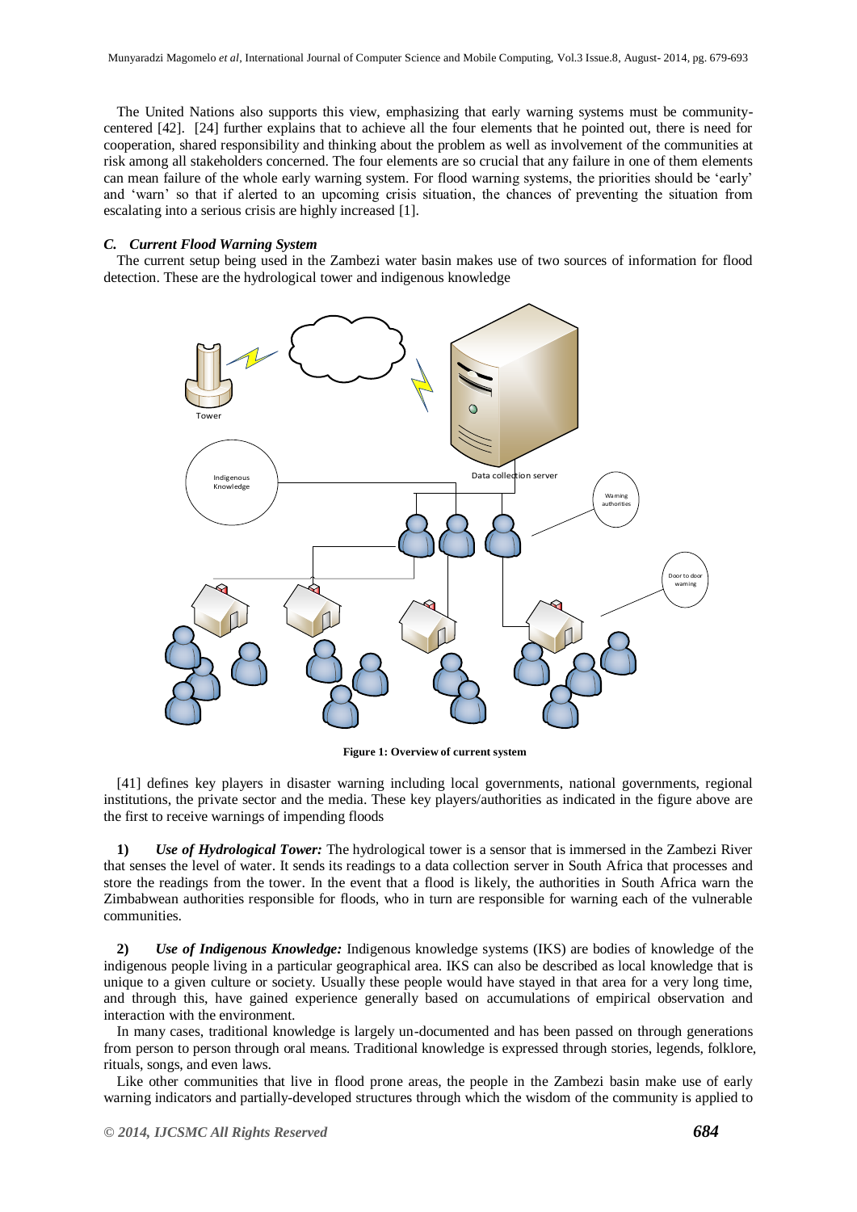The United Nations also supports this view, emphasizing that early warning systems must be community-centered [42]. [24] further explains that to achieve all the four elements that he pointed out, there is need for cooperation, shared responsibility and thinking about the problem as well as involvement of the communities at risk among all stakeholders concerned. The four elements are so crucial that any failure in one of them elements can mean failure of the whole early warning system. For flood warning systems, the priorities should be 'early' and 'warn' so that if alerted to an upcoming crisis situation, the chances of preventing the situation from escalating into a serious crisis are highly increased [1].

### *C. Current Flood Warning System*

The current setup being used in the Zambezi water basin makes use of two sources of information for flood detection. These are the hydrological tower and indigenous knowledge

**Figure 1: Overview of current system**

[41] defines key players in disaster warning including local governments, national governments, regional institutions, the private sector and the media. These key players/authorities as indicated in the figure above are the first to receive warnings of impending floods

**1)** ***Use of Hydrological Tower:*** The hydrological tower is a sensor that is immersed in the Zambezi River that senses the level of water. It sends its readings to a data collection server in South Africa that processes and store the readings from the tower. In the event that a flood is likely, the authorities in South Africa warn the Zimbabwean authorities responsible for floods, who in turn are responsible for warning each of the vulnerable communities.

**2)** ***Use of Indigenous Knowledge:*** Indigenous knowledge systems (IKS) are bodies of knowledge of the indigenous people living in a particular geographical area. IKS can also be described as local knowledge that is unique to a given culture or society. Usually these people would have stayed in that area for a very long time, and through this, have gained experience generally based on accumulations of empirical observation and interaction with the environment.

In many cases, traditional knowledge is largely un-documented and has been passed on through generations from person to person through oral means. Traditional knowledge is expressed through stories, legends, folklore, rituals, songs, and even laws.

Like other communities that live in flood prone areas, the people in the Zambezi basin make use of early warning indicators and partially-developed structures through which the wisdom of the community is applied to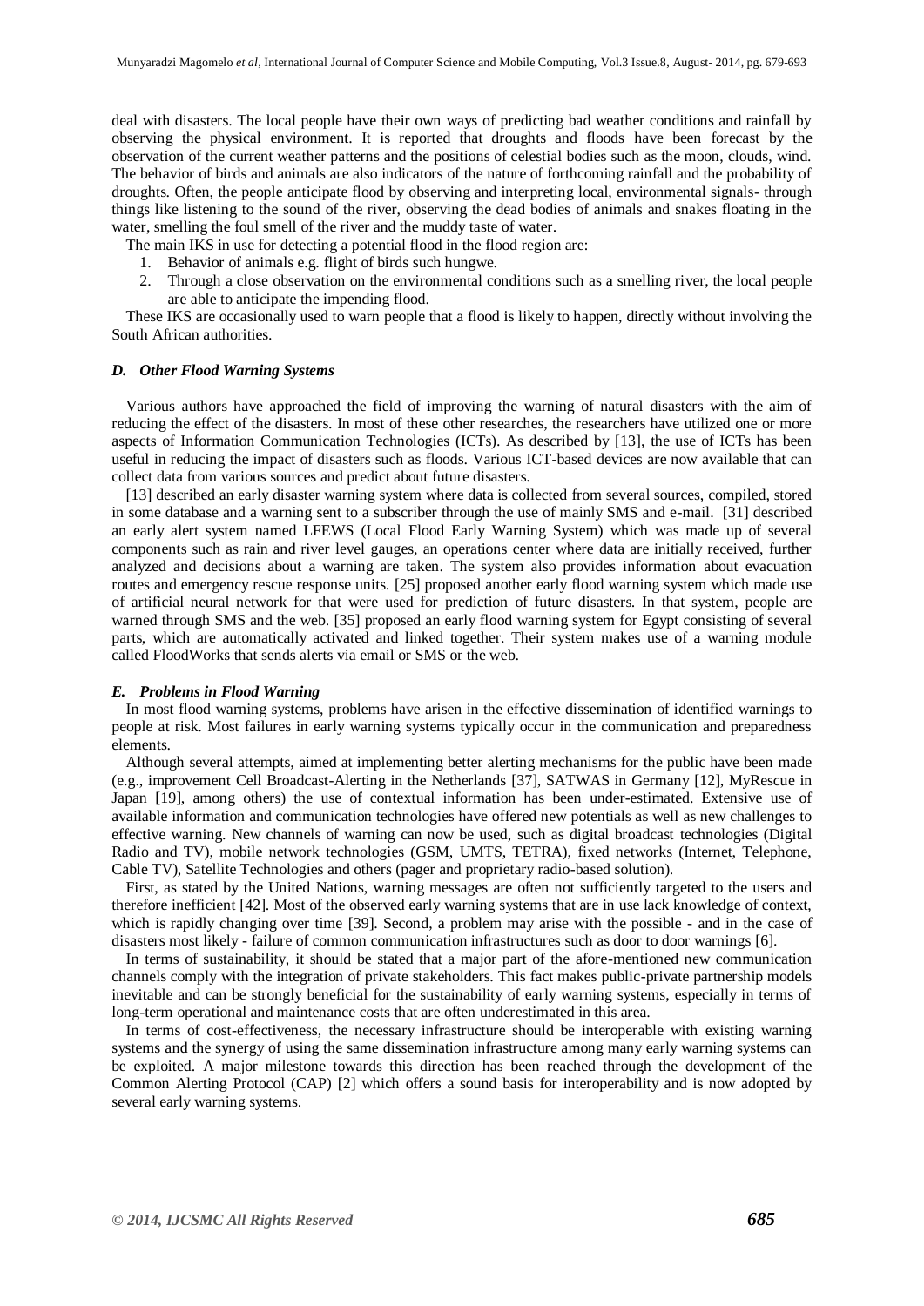deal with disasters. The local people have their own ways of predicting bad weather conditions and rainfall by observing the physical environment. It is reported that droughts and floods have been forecast by the observation of the current weather patterns and the positions of celestial bodies such as the moon, clouds, wind. The behavior of birds and animals are also indicators of the nature of forthcoming rainfall and the probability of droughts. Often, the people anticipate flood by observing and interpreting local, environmental signals- through things like listening to the sound of the river, observing the dead bodies of animals and snakes floating in the water, smelling the foul smell of the river and the muddy taste of water.

The main IKS in use for detecting a potential flood in the flood region are:

1. Behavior of animals e.g. flight of birds such hungwe.
2. Through a close observation on the environmental conditions such as a smelling river, the local people are able to anticipate the impending flood.

These IKS are occasionally used to warn people that a flood is likely to happen, directly without involving the South African authorities.

### *D. Other Flood Warning Systems*

Various authors have approached the field of improving the warning of natural disasters with the aim of reducing the effect of the disasters. In most of these other researches, the researchers have utilized one or more aspects of Information Communication Technologies (ICTs). As described by [13], the use of ICTs has been useful in reducing the impact of disasters such as floods. Various ICT-based devices are now available that can collect data from various sources and predict about future disasters.

[13] described an early disaster warning system where data is collected from several sources, compiled, stored in some database and a warning sent to a subscriber through the use of mainly SMS and e-mail. [31] described an early alert system named LFEWS (Local Flood Early Warning System) which was made up of several components such as rain and river level gauges, an operations center where data are initially received, further analyzed and decisions about a warning are taken. The system also provides information about evacuation routes and emergency rescue response units. [25] proposed another early flood warning system which made use of artificial neural network for that were used for prediction of future disasters. In that system, people are warned through SMS and the web. [35] proposed an early flood warning system for Egypt consisting of several parts, which are automatically activated and linked together. Their system makes use of a warning module called FloodWorks that sends alerts via email or SMS or the web.

### *E. Problems in Flood Warning*

In most flood warning systems, problems have arisen in the effective dissemination of identified warnings to people at risk. Most failures in early warning systems typically occur in the communication and preparedness elements.

Although several attempts, aimed at implementing better alerting mechanisms for the public have been made (e.g., improvement Cell Broadcast-Alerting in the Netherlands [37], SATWAS in Germany [12], MyRescue in Japan [19], among others) the use of contextual information has been under-estimated. Extensive use of available information and communication technologies have offered new potentials as well as new challenges to effective warning. New channels of warning can now be used, such as digital broadcast technologies (Digital Radio and TV), mobile network technologies (GSM, UMTS, TETRA), fixed networks (Internet, Telephone, Cable TV), Satellite Technologies and others (pager and proprietary radio-based solution).

First, as stated by the United Nations, warning messages are often not sufficiently targeted to the users and therefore inefficient [42]. Most of the observed early warning systems that are in use lack knowledge of context, which is rapidly changing over time [39]. Second, a problem may arise with the possible - and in the case of disasters most likely - failure of common communication infrastructures such as door to door warnings [6].

In terms of sustainability, it should be stated that a major part of the afore-mentioned new communication channels comply with the integration of private stakeholders. This fact makes public-private partnership models inevitable and can be strongly beneficial for the sustainability of early warning systems, especially in terms of long-term operational and maintenance costs that are often underestimated in this area.

In terms of cost-effectiveness, the necessary infrastructure should be interoperable with existing warning systems and the synergy of using the same dissemination infrastructure among many early warning systems can be exploited. A major milestone towards this direction has been reached through the development of the Common Alerting Protocol (CAP) [2] which offers a sound basis for interoperability and is now adopted by several early warning systems.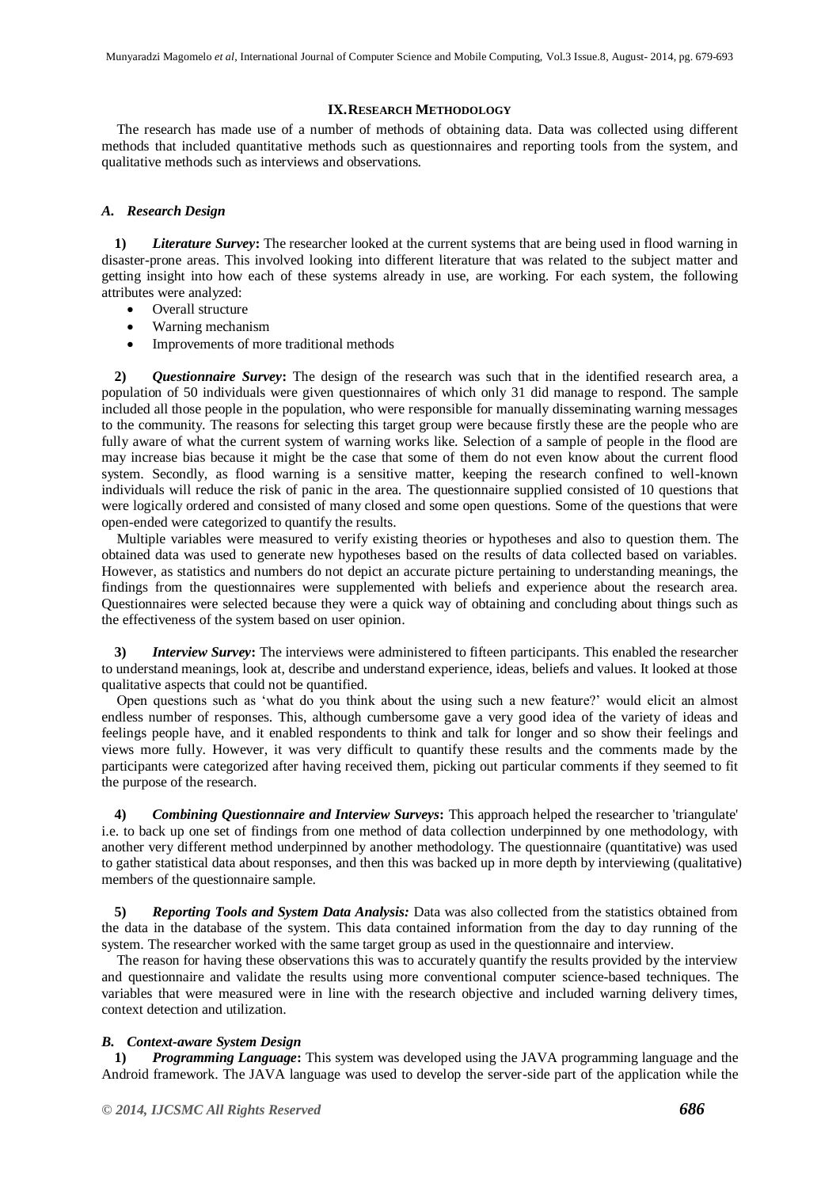## IX. Research Methodology

The research has made use of a number of methods of obtaining data. Data was collected using different methods that included quantitative methods such as questionnaires and reporting tools from the system, and qualitative methods such as interviews and observations.

### *A. Research Design*

**1)** ***Literature Survey*:** The researcher looked at the current systems that are being used in flood warning in disaster-prone areas. This involved looking into different literature that was related to the subject matter and getting insight into how each of these systems already in use, are working. For each system, the following attributes were analyzed:

- Overall structure
- Warning mechanism
- Improvements of more traditional methods

**2)** ***Questionnaire Survey*:** The design of the research was such that in the identified research area, a population of 50 individuals were given questionnaires of which only 31 did manage to respond. The sample included all those people in the population, who were responsible for manually disseminating warning messages to the community. The reasons for selecting this target group were because firstly these are the people who are fully aware of what the current system of warning works like. Selection of a sample of people in the flood are may increase bias because it might be the case that some of them do not even know about the current flood system. Secondly, as flood warning is a sensitive matter, keeping the research confined to well-known individuals will reduce the risk of panic in the area. The questionnaire supplied consisted of 10 questions that were logically ordered and consisted of many closed and some open questions. Some of the questions that were open-ended were categorized to quantify the results.

Multiple variables were measured to verify existing theories or hypotheses and also to question them. The obtained data was used to generate new hypotheses based on the results of data collected based on variables. However, as statistics and numbers do not depict an accurate picture pertaining to understanding meanings, the findings from the questionnaires were supplemented with beliefs and experience about the research area. Questionnaires were selected because they were a quick way of obtaining and concluding about things such as the effectiveness of the system based on user opinion.

**3)** ***Interview Survey*:** The interviews were administered to fifteen participants. This enabled the researcher to understand meanings, look at, describe and understand experience, ideas, beliefs and values. It looked at those qualitative aspects that could not be quantified.

Open questions such as 'what do you think about the using such a new feature?' would elicit an almost endless number of responses. This, although cumbersome gave a very good idea of the variety of ideas and feelings people have, and it enabled respondents to think and talk for longer and so show their feelings and views more fully. However, it was very difficult to quantify these results and the comments made by the participants were categorized after having received them, picking out particular comments if they seemed to fit the purpose of the research.

**4)** ***Combining Questionnaire and Interview Surveys*:** This approach helped the researcher to 'triangulate' i.e. to back up one set of findings from one method of data collection underpinned by one methodology, with another very different method underpinned by another methodology. The questionnaire (quantitative) was used to gather statistical data about responses, and then this was backed up in more depth by interviewing (qualitative) members of the questionnaire sample.

**5)** ***Reporting Tools and System Data Analysis:*** Data was also collected from the statistics obtained from the data in the database of the system. This data contained information from the day to day running of the system. The researcher worked with the same target group as used in the questionnaire and interview.

The reason for having these observations this was to accurately quantify the results provided by the interview and questionnaire and validate the results using more conventional computer science-based techniques. The variables that were measured were in line with the research objective and included warning delivery times, context detection and utilization.

### *B. Context-aware System Design*

**1)** ***Programming Language*:** This system was developed using the JAVA programming language and the Android framework. The JAVA language was used to develop the server-side part of the application while the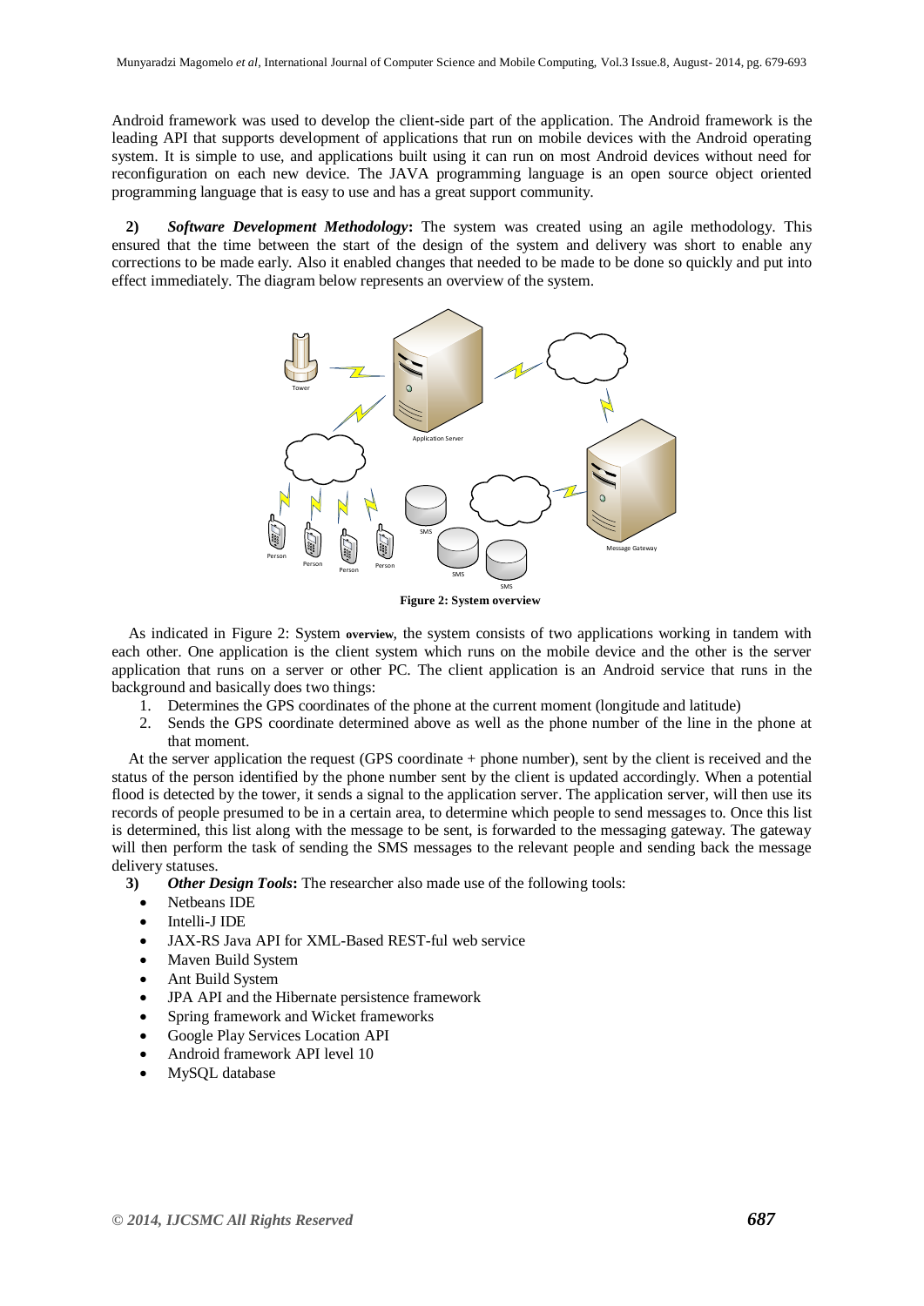Android framework was used to develop the client-side part of the application. The Android framework is the leading API that supports development of applications that run on mobile devices with the Android operating system. It is simple to use, and applications built using it can run on most Android devices without need for reconfiguration on each new device. The JAVA programming language is an open source object oriented programming language that is easy to use and has a great support community.

**2)** ***Software Development Methodology*****:** The system was created using an agile methodology. This ensured that the time between the start of the design of the system and delivery was short to enable any corrections to be made early. Also it enabled changes that needed to be made to be done so quickly and put into effect immediately. The diagram below represents an overview of the system.

**Figure 2: System overview**

As indicated in Figure 2: System overview, the system consists of two applications working in tandem with each other. One application is the client system which runs on the mobile device and the other is the server application that runs on a server or other PC. The client application is an Android service that runs in the background and basically does two things:

1. Determines the GPS coordinates of the phone at the current moment (longitude and latitude)
2. Sends the GPS coordinate determined above as well as the phone number of the line in the phone at that moment.

At the server application the request (GPS coordinate + phone number), sent by the client is received and the status of the person identified by the phone number sent by the client is updated accordingly. When a potential flood is detected by the tower, it sends a signal to the application server. The application server, will then use its records of people presumed to be in a certain area, to determine which people to send messages to. Once this list is determined, this list along with the message to be sent, is forwarded to the messaging gateway. The gateway will then perform the task of sending the SMS messages to the relevant people and sending back the message delivery statuses.

**3)** ***Other Design Tools*****:** The researcher also made use of the following tools:

- Netbeans IDE
- Intelli-J IDE
- JAX-RS Java API for XML-Based REST-ful web service
- Maven Build System
- Ant Build System
- JPA API and the Hibernate persistence framework
- Spring framework and Wicket frameworks
- Google Play Services Location API
- Android framework API level 10
- MySQL database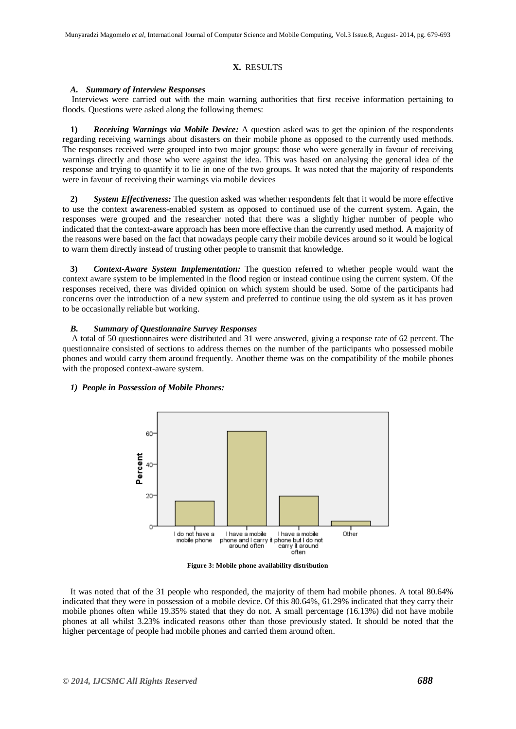## X. RESULTS

### A. *Summary of Interview Responses*

Interviews were carried out with the main warning authorities that first receive information pertaining to floods. Questions were asked along the following themes:

**1)** ***Receiving Warnings via Mobile Device:*** A question asked was to get the opinion of the respondents regarding receiving warnings about disasters on their mobile phone as opposed to the currently used methods. The responses received were grouped into two major groups: those who were generally in favour of receiving warnings directly and those who were against the idea. This was based on analysing the general idea of the response and trying to quantify it to lie in one of the two groups. It was noted that the majority of respondents were in favour of receiving their warnings via mobile devices

**2)** ***System Effectiveness:*** The question asked was whether respondents felt that it would be more effective to use the context awareness-enabled system as opposed to continued use of the current system. Again, the responses were grouped and the researcher noted that there was a slightly higher number of people who indicated that the context-aware approach has been more effective than the currently used method. A majority of the reasons were based on the fact that nowadays people carry their mobile devices around so it would be logical to warn them directly instead of trusting other people to transmit that knowledge.

**3)** ***Context-Aware System Implementation:*** The question referred to whether people would want the context aware system to be implemented in the flood region or instead continue using the current system. Of the responses received, there was divided opinion on which system should be used. Some of the participants had concerns over the introduction of a new system and preferred to continue using the old system as it has proven to be occasionally reliable but working.

### B. *Summary of Questionnaire Survey Responses*

A total of 50 questionnaires were distributed and 31 were answered, giving a response rate of 62 percent. The questionnaire consisted of sections to address themes on the number of the participants who possessed mobile phones and would carry them around frequently. Another theme was on the compatibility of the mobile phones with the proposed context-aware system.

#### *1) People in Possession of Mobile Phones:*

**Figure 3: Mobile phone availability distribution**

It was noted that of the 31 people who responded, the majority of them had mobile phones. A total 80.64% indicated that they were in possession of a mobile device. Of this 80.64%, 61.29% indicated that they carry their mobile phones often while 19.35% stated that they do not. A small percentage (16.13%) did not have mobile phones at all whilst 3.23% indicated reasons other than those previously stated. It should be noted that the higher percentage of people had mobile phones and carried them around often.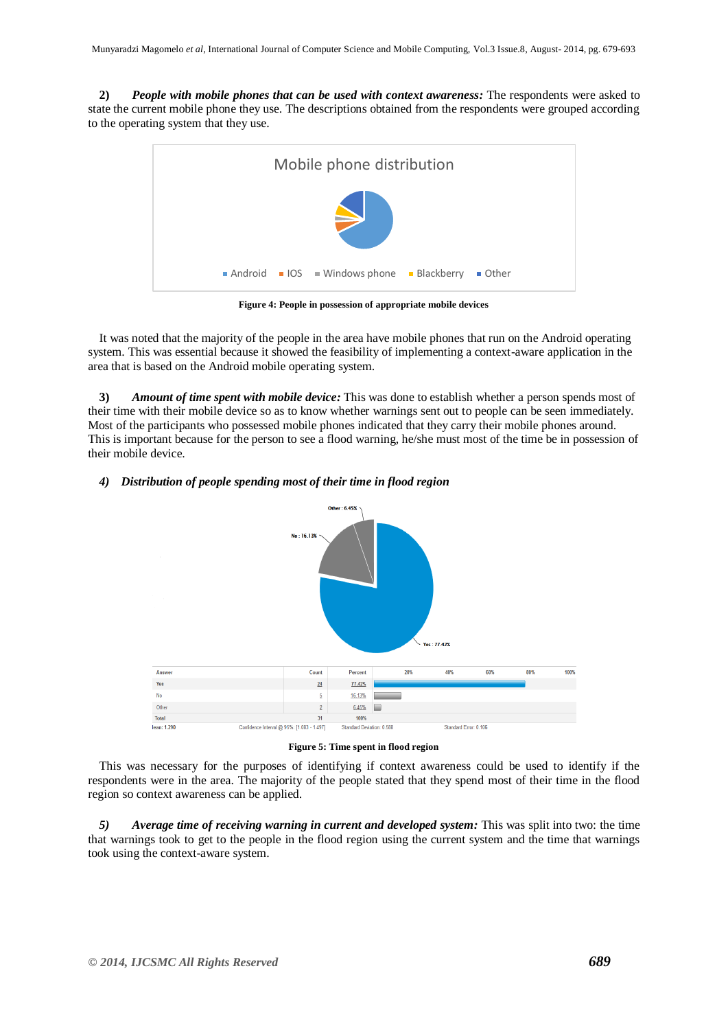**2)** ***People with mobile phones that can be used with context awareness:*** The respondents were asked to state the current mobile phone they use. The descriptions obtained from the respondents were grouped according to the operating system that they use.

**Figure 4: People in possession of appropriate mobile devices**

It was noted that the majority of the people in the area have mobile phones that run on the Android operating system. This was essential because it showed the feasibility of implementing a context-aware application in the area that is based on the Android mobile operating system.

**3)** ***Amount of time spent with mobile device:*** This was done to establish whether a person spends most of their time with their mobile device so as to know whether warnings sent out to people can be seen immediately. Most of the participants who possessed mobile phones indicated that they carry their mobile phones around. This is important because for the person to see a flood warning, he/she must most of the time be in possession of their mobile device.

***4) Distribution of people spending most of their time in flood region***

| Answer | Count | Percent |
|---|---|---|
| Yes | 24 | 77.42% |
| No | 5 | 16.13% |
| Other | 2 | 6.45% |
| Total | 31 | 100% |

Mean: 1.290 Confidence Interval @ 95%: [1.083 - 1.497] Standard Deviation: 0.588 Standard Error: 0.106

**Figure 5: Time spent in flood region**

This was necessary for the purposes of identifying if context awareness could be used to identify if the respondents were in the area. The majority of the people stated that they spend most of their time in the flood region so context awareness can be applied.

***5) Average time of receiving warning in current and developed system:*** This was split into two: the time that warnings took to get to the people in the flood region using the current system and the time that warnings took using the context-aware system.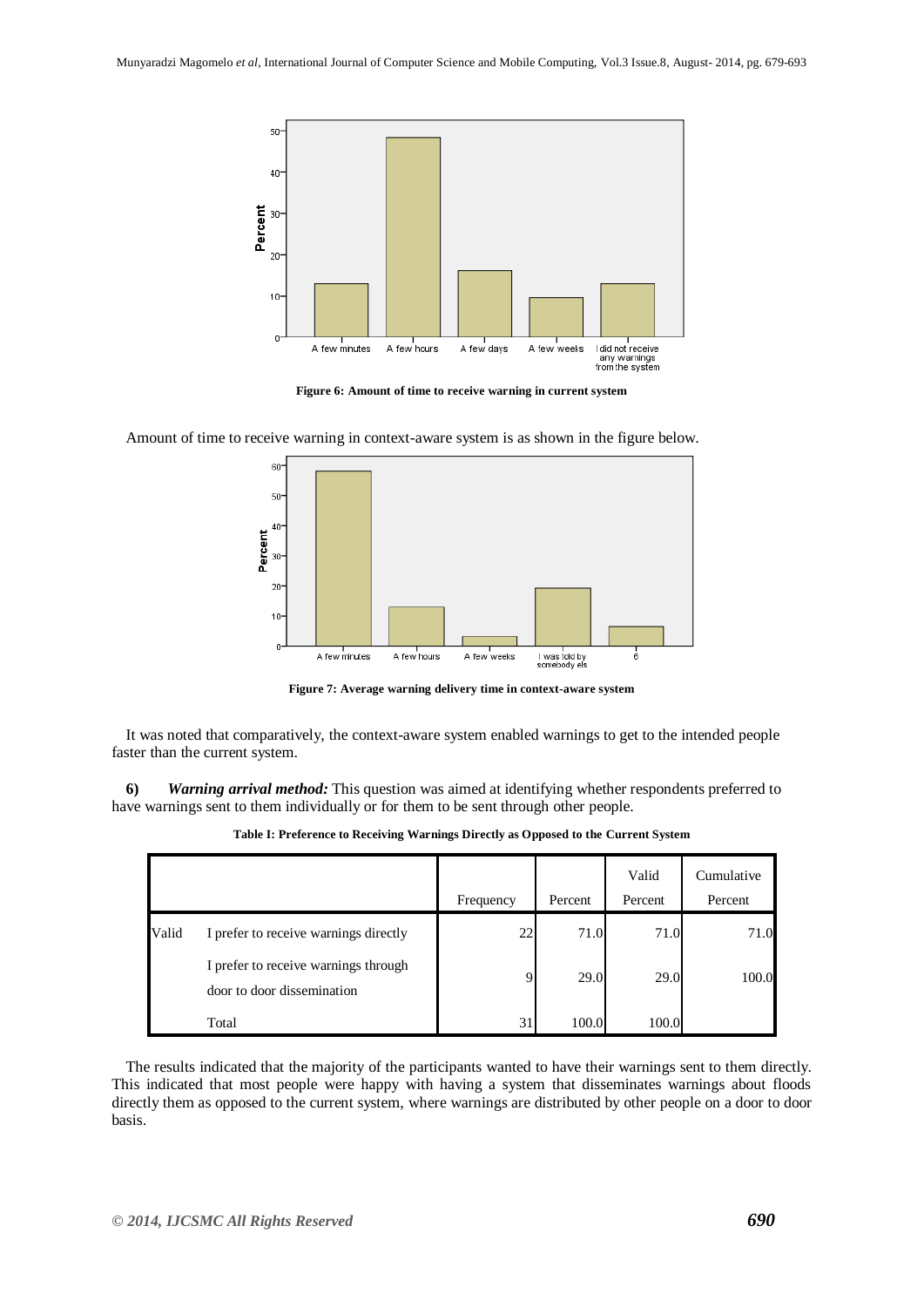Figure 6: Amount of time to receive warning in current system

Amount of time to receive warning in context-aware system is as shown in the figure below.

Figure 7: Average warning delivery time in context-aware system

It was noted that comparatively, the context-aware system enabled warnings to get to the intended people faster than the current system.

**6)** ***Warning arrival method:*** This question was aimed at identifying whether respondents preferred to have warnings sent to them individually or for them to be sent through other people.

**Table I: Preference to Receiving Warnings Directly as Opposed to the Current System**

| | | Frequency | Percent | Valid Percent | Cumulative Percent |
|---|---|---|---|---|---|
| Valid | I prefer to receive warnings directly | 22 | 71.0 | 71.0 | 71.0 |
| | I prefer to receive warnings through door to door dissemination | 9 | 29.0 | 29.0 | 100.0 |
| | Total | 31 | 100.0 | 100.0 | |

The results indicated that the majority of the participants wanted to have their warnings sent to them directly. This indicated that most people were happy with having a system that disseminates warnings about floods directly them as opposed to the current system, where warnings are distributed by other people on a door to door basis.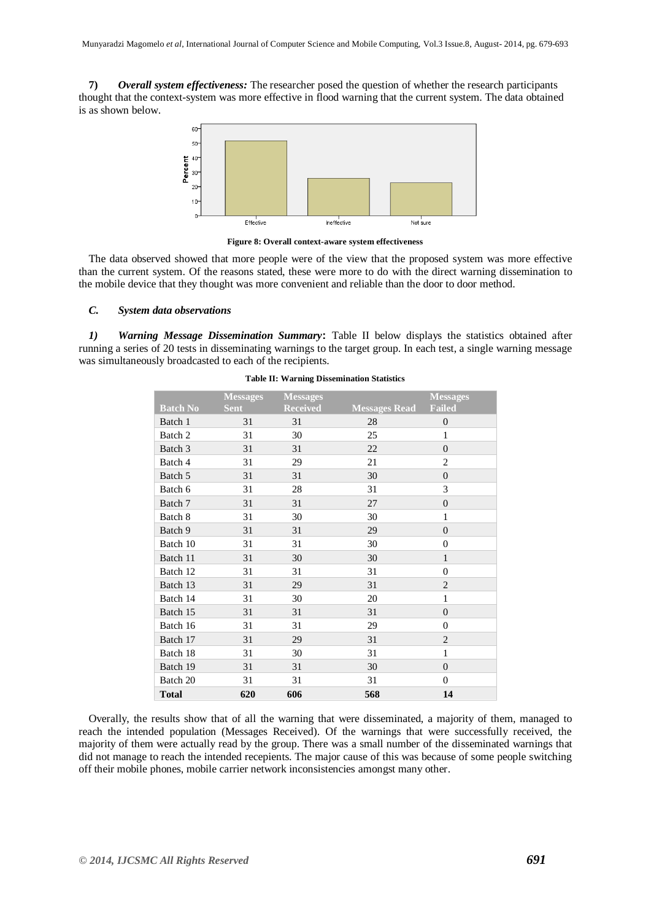**7)** ***Overall system effectiveness:*** The researcher posed the question of whether the research participants thought that the context-system was more effective in flood warning that the current system. The data obtained is as shown below.

**Figure 8: Overall context-aware system effectiveness**

The data observed showed that more people were of the view that the proposed system was more effective than the current system. Of the reasons stated, these were more to do with the direct warning dissemination to the mobile device that they thought was more convenient and reliable than the door to door method.

### *C. System data observations*

***1) Warning Message Dissemination Summary*:** Table II below displays the statistics obtained after running a series of 20 tests in disseminating warnings to the target group. In each test, a single warning message was simultaneously broadcasted to each of the recipients.

**Table II: Warning Dissemination Statistics**

| Batch No | Messages Sent | Messages Received | Messages Read | Messages Failed |
|---|---|---|---|---|
| Batch 1 | 31 | 31 | 28 | 0 |
| Batch 2 | 31 | 30 | 25 | 1 |
| Batch 3 | 31 | 31 | 22 | 0 |
| Batch 4 | 31 | 29 | 21 | 2 |
| Batch 5 | 31 | 31 | 30 | 0 |
| Batch 6 | 31 | 28 | 31 | 3 |
| Batch 7 | 31 | 31 | 27 | 0 |
| Batch 8 | 31 | 30 | 30 | 1 |
| Batch 9 | 31 | 31 | 29 | 0 |
| Batch 10 | 31 | 31 | 30 | 0 |
| Batch 11 | 31 | 30 | 30 | 1 |
| Batch 12 | 31 | 31 | 31 | 0 |
| Batch 13 | 31 | 29 | 31 | 2 |
| Batch 14 | 31 | 30 | 20 | 1 |
| Batch 15 | 31 | 31 | 31 | 0 |
| Batch 16 | 31 | 31 | 29 | 0 |
| Batch 17 | 31 | 29 | 31 | 2 |
| Batch 18 | 31 | 30 | 31 | 1 |
| Batch 19 | 31 | 31 | 30 | 0 |
| Batch 20 | 31 | 31 | 31 | 0 |
| **Total** | **620** | **606** | **568** | **14** |

Overally, the results show that of all the warning that were disseminated, a majority of them, managed to reach the intended population (Messages Received). Of the warnings that were successfully received, the majority of them were actually read by the group. There was a small number of the disseminated warnings that did not manage to reach the intended recepients. The major cause of this was because of some people switching off their mobile phones, mobile carrier network inconsistencies amongst many other.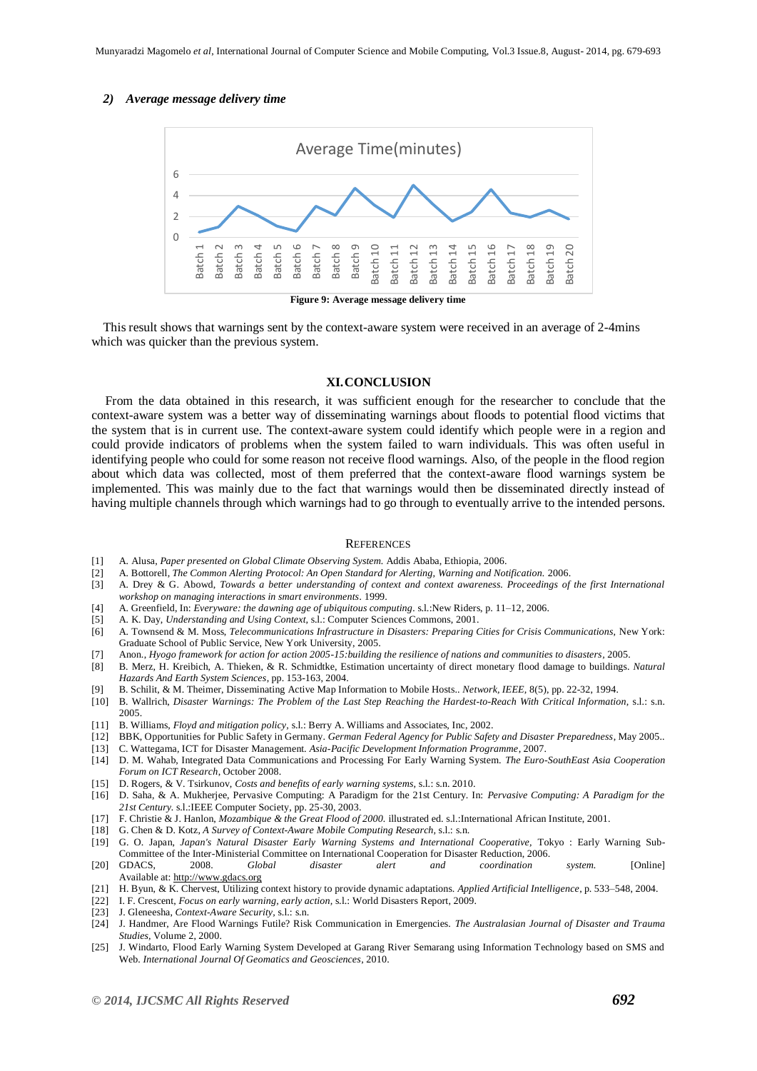### 2) *Average message delivery time*

**Figure 9: Average message delivery time**

This result shows that warnings sent by the context-aware system were received in an average of 2-4mins which was quicker than the previous system.

## XI. CONCLUSION

From the data obtained in this research, it was sufficient enough for the researcher to conclude that the context-aware system was a better way of disseminating warnings about floods to potential flood victims that the system that is in current use. The context-aware system could identify which people were in a region and could provide indicators of problems when the system failed to warn individuals. This was often useful in identifying people who could for some reason not receive flood warnings. Also, of the people in the flood region about which data was collected, most of them preferred that the context-aware flood warnings system be implemented. This was mainly due to the fact that warnings would then be disseminated directly instead of having multiple channels through which warnings had to go through to eventually arrive to the intended persons.

## REFERENCES

[1] A. Alusa, *Paper presented on Global Climate Observing System.* Addis Ababa, Ethiopia, 2006.

[2] A. Bottorell, *The Common Alerting Protocol: An Open Standard for Alerting, Warning and Notification.* 2006.

[3] A. Drey & G. Abowd, *Towards a better understanding of context and context awareness. Proceedings of the first International workshop on managing interactions in smart environments*. 1999.

[4] A. Greenfield, In: *Everyware: the dawning age of ubiquitous computing*. s.l.:New Riders, p. 11–12, 2006.

[5] A. K. Day, *Understanding and Using Context,* s.l.: Computer Sciences Commons, 2001.

[6] A. Townsend & M. Moss, *Telecommunications Infrastructure in Disasters: Preparing Cities for Crisis Communications,* New York: Graduate School of Public Service, New York University, 2005.

[7] Anon., *Hyogo framework for action for action 2005-15:building the resilience of nations and communities to disasters*, 2005.

[8] B. Merz, H. Kreibich, A. Thieken, & R. Schmidtke, Estimation uncertainty of direct monetary flood damage to buildings. *Natural Hazards And Earth System Sciences*, pp. 153-163, 2004.

[9] B. Schilit, & M. Theimer, Disseminating Active Map Information to Mobile Hosts.. *Network, IEEE,* 8(5), pp. 22-32, 1994.

[10] B. Wallrich, *Disaster Warnings: The Problem of the Last Step Reaching the Hardest-to-Reach With Critical Information,* s.l.: s.n. 2005.

[11] B. Williams, *Floyd and mitigation policy*, s.l.: Berry A. Williams and Associates, Inc, 2002.

[12] BBK, Opportunities for Public Safety in Germany. *German Federal Agency for Public Safety and Disaster Preparedness*, May 2005..

[13] C. Wattegama, ICT for Disaster Management. *Asia-Pacific Development Information Programme*, 2007.

[14] D. M. Wahab, Integrated Data Communications and Processing For Early Warning System. *The Euro-SouthEast Asia Cooperation Forum on ICT Research*, October 2008.

[15] D. Rogers, & V. Tsirkunov, *Costs and benefits of early warning systems*, s.l.: s.n. 2010.

[16] D. Saha, & A. Mukherjee, Pervasive Computing: A Paradigm for the 21st Century. In: *Pervasive Computing: A Paradigm for the 21st Century.* s.l.:IEEE Computer Society, pp. 25-30, 2003.

[17] F. Christie & J. Hanlon, *Mozambique & the Great Flood of 2000.* illustrated ed. s.l.:International African Institute, 2001.

[18] G. Chen & D. Kotz, *A Survey of Context-Aware Mobile Computing Research*, s.l.: s.n.

[19] G. O. Japan, *Japan's Natural Disaster Early Warning Systems and International Cooperative,* Tokyo : Early Warning Sub-Committee of the Inter-Ministerial Committee on International Cooperation for Disaster Reduction, 2006.

[20] GDACS, 2008. *Global disaster alert and coordination system.* [Online] Available at: http://www.gdacs.org

[21] H. Byun, & K. Chervest, Utilizing context history to provide dynamic adaptations. *Applied Artificial Intelligence*, p. 533–548, 2004.

[22] I. F. Crescent, *Focus on early warning, early action,* s.l.: World Disasters Report, 2009.

[23] J. Gleneesha, *Context-Aware Security*, s.l.: s.n.

[24] J. Handmer, Are Flood Warnings Futile? Risk Communication in Emergencies. *The Australasian Journal of Disaster and Trauma Studies,* Volume 2, 2000.

[25] J. Windarto, Flood Early Warning System Developed at Garang River Semarang using Information Technology based on SMS and Web. *International Journal Of Geomatics and Geosciences*, 2010.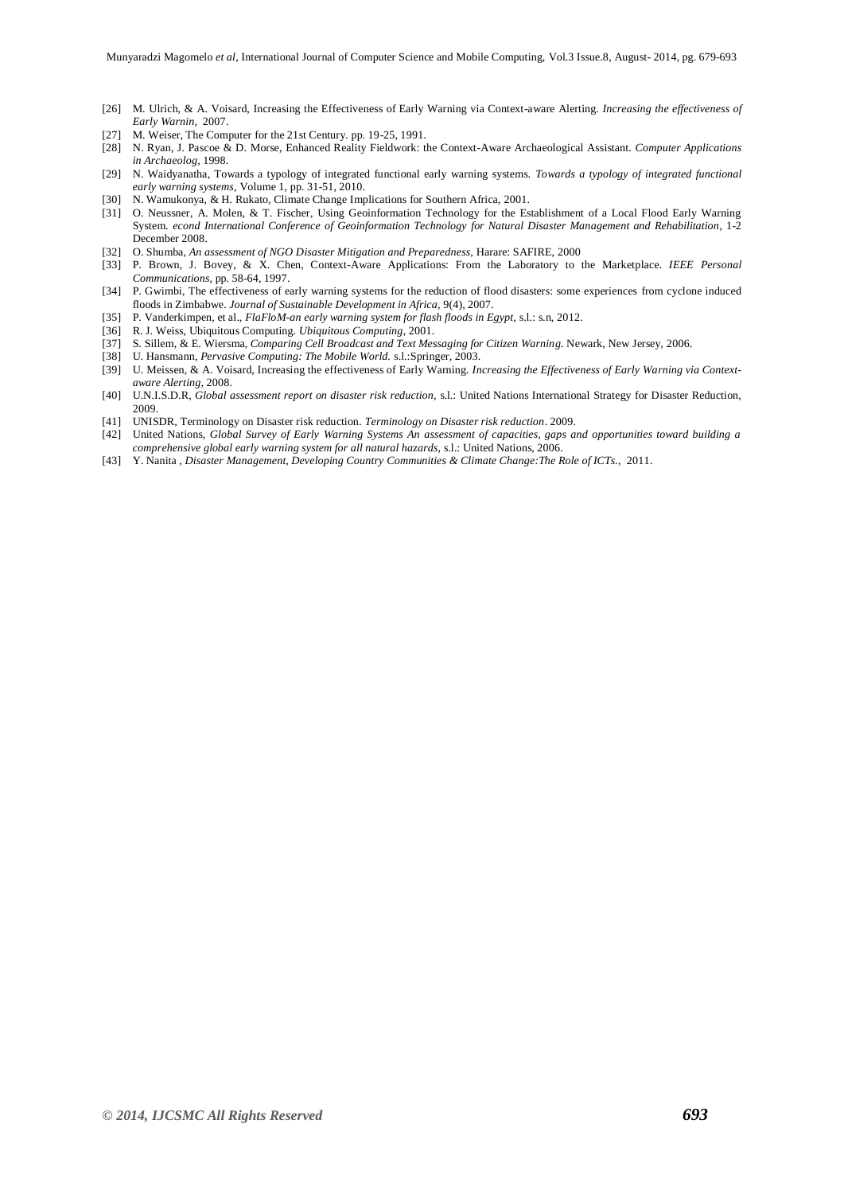[26] M. Ulrich, & A. Voisard, Increasing the Effectiveness of Early Warning via Context-aware Alerting. *Increasing the effectiveness of Early Warnin*, 2007.

[27] M. Weiser, The Computer for the 21st Century. pp. 19-25, 1991.

[28] N. Ryan, J. Pascoe & D. Morse, Enhanced Reality Fieldwork: the Context-Aware Archaeological Assistant. *Computer Applications in Archaeolog*, 1998.

[29] N. Waidyanatha, Towards a typology of integrated functional early warning systems. *Towards a typology of integrated functional early warning systems*, Volume 1, pp. 31-51, 2010.

[30] N. Wamukonya, & H. Rukato, Climate Change Implications for Southern Africa, 2001.

[31] O. Neussner, A. Molen, & T. Fischer, Using Geoinformation Technology for the Establishment of a Local Flood Early Warning System. *econd International Conference of Geoinformation Technology for Natural Disaster Management and Rehabilitation*, 1-2 December 2008.

[32] O. Shumba, *An assessment of NGO Disaster Mitigation and Preparedness*, Harare: SAFIRE, 2000

[33] P. Brown, J. Bovey, & X. Chen, Context-Aware Applications: From the Laboratory to the Marketplace. *IEEE Personal Communications*, pp. 58-64, 1997.

[34] P. Gwimbi, The effectiveness of early warning systems for the reduction of flood disasters: some experiences from cyclone induced floods in Zimbabwe. *Journal of Sustainable Development in Africa*, 9(4), 2007.

[35] P. Vanderkimpen, et al., *FlaFloM-an early warning system for flash floods in Egypt*, s.l.: s.n, 2012.

[36] R. J. Weiss, Ubiquitous Computing. *Ubiquitous Computing*, 2001.

[37] S. Sillem, & E. Wiersma, *Comparing Cell Broadcast and Text Messaging for Citizen Warning*. Newark, New Jersey, 2006.

[38] U. Hansmann, *Pervasive Computing: The Mobile World.* s.l.:Springer, 2003.

[39] U. Meissen, & A. Voisard, Increasing the effectiveness of Early Warning. *Increasing the Effectiveness of Early Warning via Context-aware Alerting*, 2008.

[40] U.N.I.S.D.R, *Global assessment report on disaster risk reduction*, s.l.: United Nations International Strategy for Disaster Reduction, 2009.

[41] UNISDR, Terminology on Disaster risk reduction. *Terminology on Disaster risk reduction*. 2009.

[42] United Nations, *Global Survey of Early Warning Systems An assessment of capacities, gaps and opportunities toward building a comprehensive global early warning system for all natural hazards*, s.l.: United Nations, 2006.

[43] Y. Nanita , *Disaster Management, Developing Country Communities & Climate Change:The Role of ICTs.*, 2011.